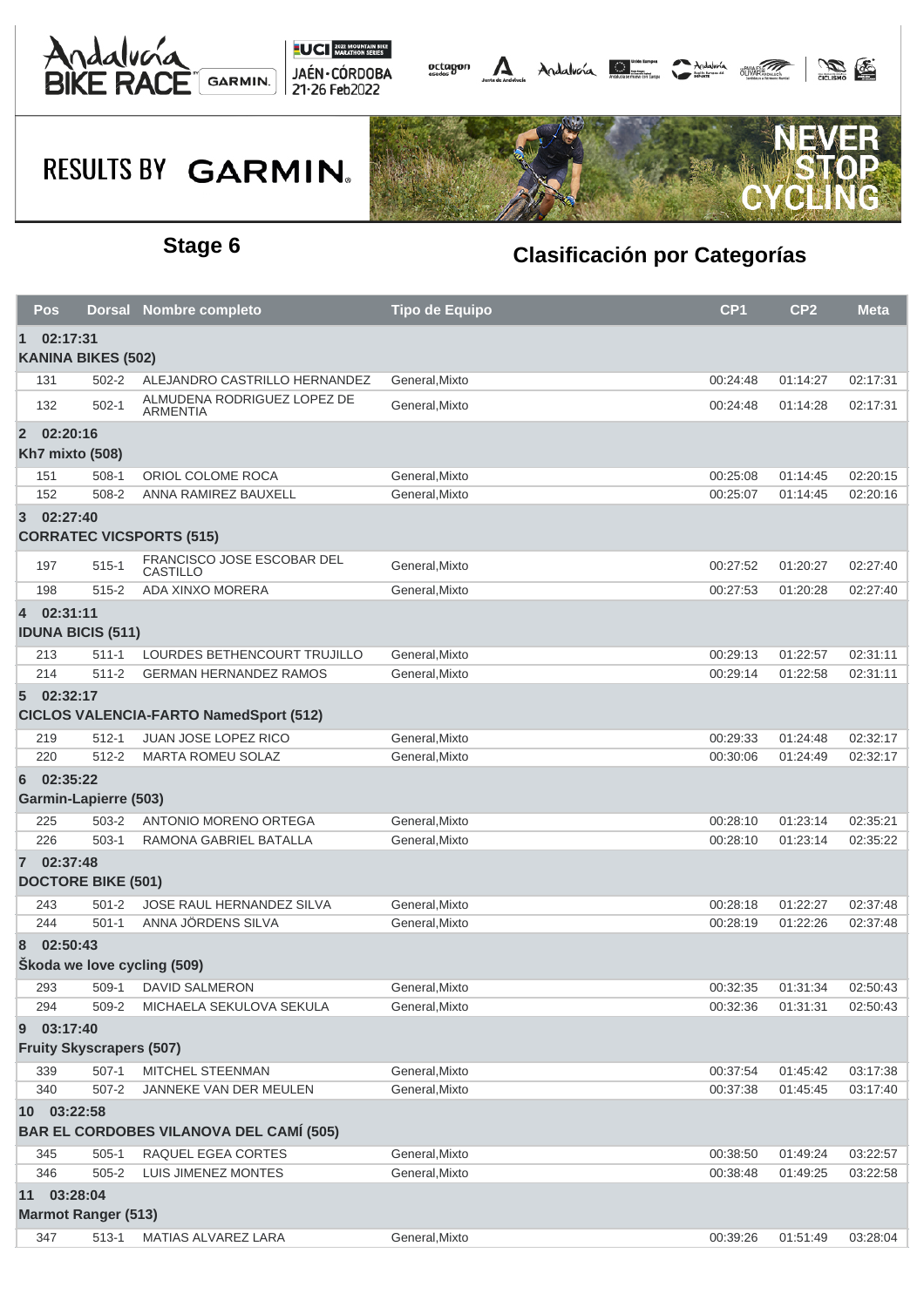Andalucía BIKE RACE GARMIN | UCI 2022 MOUNTAIN BIKE MARATHON SERIES | JAÉN · CÓRDOBA 21·26 Feb2022

RESULTS BY GARMIN

NEVER STOP CYCLING

## Stage 6

## Clasificación por Categorías

| Pos | Dorsal | Nombre completo | Tipo de Equipo | CP1 | CP2 | Meta |
|---|---|---|---|---|---|---|
| **1 02:17:31** | | | | | | |
| **KANINA BIKES (502)** | | | | | | |
| 131 | 502-2 | ALEJANDRO CASTRILLO HERNANDEZ | General,Mixto | 00:24:48 | 01:14:27 | 02:17:31 |
| 132 | 502-1 | ALMUDENA RODRIGUEZ LOPEZ DE ARMENTIA | General,Mixto | 00:24:48 | 01:14:28 | 02:17:31 |
| **2 02:20:16** | | | | | | |
| **Kh7 mixto (508)** | | | | | | |
| 151 | 508-1 | ORIOL COLOME ROCA | General,Mixto | 00:25:08 | 01:14:45 | 02:20:15 |
| 152 | 508-2 | ANNA RAMIREZ BAUXELL | General,Mixto | 00:25:07 | 01:14:45 | 02:20:16 |
| **3 02:27:40** | | | | | | |
| **CORRATEC VICSPORTS (515)** | | | | | | |
| 197 | 515-1 | FRANCISCO JOSE ESCOBAR DEL CASTILLO | General,Mixto | 00:27:52 | 01:20:27 | 02:27:40 |
| 198 | 515-2 | ADA XINXO MORERA | General,Mixto | 00:27:53 | 01:20:28 | 02:27:40 |
| **4 02:31:11** | | | | | | |
| **IDUNA BICIS (511)** | | | | | | |
| 213 | 511-1 | LOURDES BETHENCOURT TRUJILLO | General,Mixto | 00:29:13 | 01:22:57 | 02:31:11 |
| 214 | 511-2 | GERMAN HERNANDEZ RAMOS | General,Mixto | 00:29:14 | 01:22:58 | 02:31:11 |
| **5 02:32:17** | | | | | | |
| **CICLOS VALENCIA-FARTO NamedSport (512)** | | | | | | |
| 219 | 512-1 | JUAN JOSE LOPEZ RICO | General,Mixto | 00:29:33 | 01:24:48 | 02:32:17 |
| 220 | 512-2 | MARTA ROMEU SOLAZ | General,Mixto | 00:30:06 | 01:24:49 | 02:32:17 |
| **6 02:35:22** | | | | | | |
| **Garmin-Lapierre (503)** | | | | | | |
| 225 | 503-2 | ANTONIO MORENO ORTEGA | General,Mixto | 00:28:10 | 01:23:14 | 02:35:21 |
| 226 | 503-1 | RAMONA GABRIEL BATALLA | General,Mixto | 00:28:10 | 01:23:14 | 02:35:22 |
| **7 02:37:48** | | | | | | |
| **DOCTORE BIKE (501)** | | | | | | |
| 243 | 501-2 | JOSE RAUL HERNANDEZ SILVA | General,Mixto | 00:28:18 | 01:22:27 | 02:37:48 |
| 244 | 501-1 | ANNA JÖRDENS SILVA | General,Mixto | 00:28:19 | 01:22:26 | 02:37:48 |
| **8 02:50:43** | | | | | | |
| **Škoda we love cycling (509)** | | | | | | |
| 293 | 509-1 | DAVID SALMERON | General,Mixto | 00:32:35 | 01:31:34 | 02:50:43 |
| 294 | 509-2 | MICHAELA SEKULOVA SEKULA | General,Mixto | 00:32:36 | 01:31:31 | 02:50:43 |
| **9 03:17:40** | | | | | | |
| **Fruity Skyscrapers (507)** | | | | | | |
| 339 | 507-1 | MITCHEL STEENMAN | General,Mixto | 00:37:54 | 01:45:42 | 03:17:38 |
| 340 | 507-2 | JANNEKE VAN DER MEULEN | General,Mixto | 00:37:38 | 01:45:45 | 03:17:40 |
| **10 03:22:58** | | | | | | |
| **BAR EL CORDOBES VILANOVA DEL CAMÍ (505)** | | | | | | |
| 345 | 505-1 | RAQUEL EGEA CORTES | General,Mixto | 00:38:50 | 01:49:24 | 03:22:57 |
| 346 | 505-2 | LUIS JIMENEZ MONTES | General,Mixto | 00:38:48 | 01:49:25 | 03:22:58 |
| **11 03:28:04** | | | | | | |
| **Marmot Ranger (513)** | | | | | | |
| 347 | 513-1 | MATIAS ALVAREZ LARA | General,Mixto | 00:39:26 | 01:51:49 | 03:28:04 |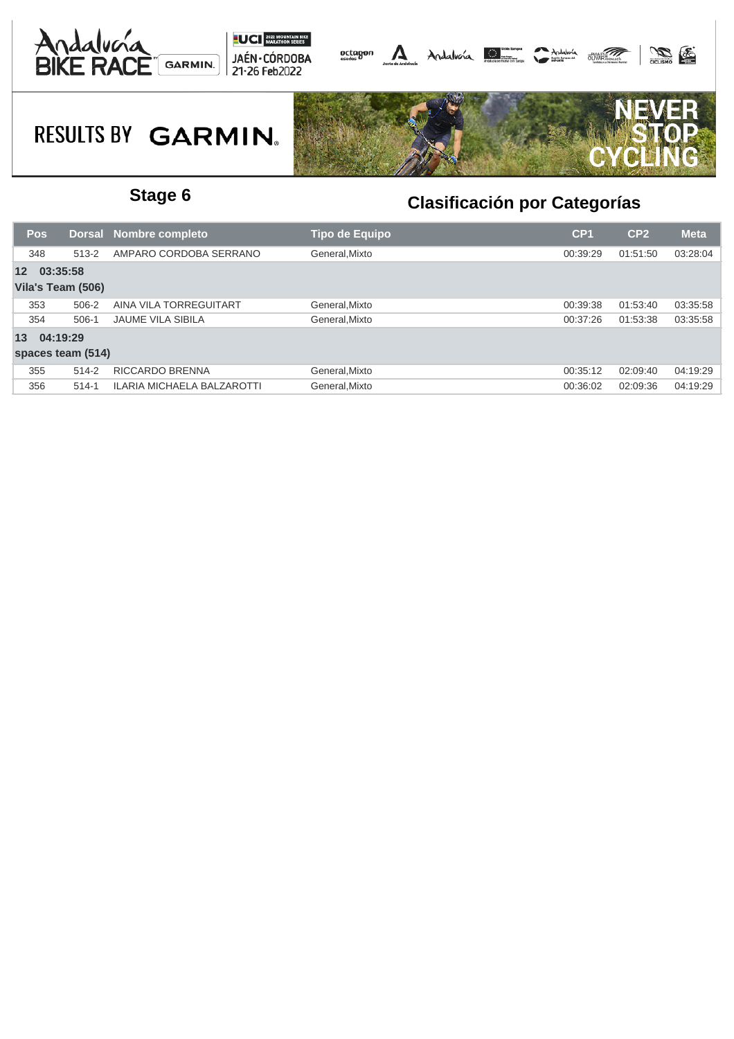## Stage 6

## Clasificación por Categorías

| Pos | Dorsal | Nombre completo | Tipo de Equipo | CP1 | CP2 | Meta |
|---|---|---|---|---|---|---|
| 348 | 513-2 | AMPARO CORDOBA SERRANO | General,Mixto | 00:39:29 | 01:51:50 | 03:28:04 |
| **12 03:35:58** | | | | | | |
| **Vila's Team (506)** | | | | | | |
| 353 | 506-2 | AINA VILA TORREGUITART | General,Mixto | 00:39:38 | 01:53:40 | 03:35:58 |
| 354 | 506-1 | JAUME VILA SIBILA | General,Mixto | 00:37:26 | 01:53:38 | 03:35:58 |
| **13 04:19:29** | | | | | | |
| **spaces team (514)** | | | | | | |
| 355 | 514-2 | RICCARDO BRENNA | General,Mixto | 00:35:12 | 02:09:40 | 04:19:29 |
| 356 | 514-1 | ILARIA MICHAELA BALZAROTTI | General,Mixto | 00:36:02 | 02:09:36 | 04:19:29 |